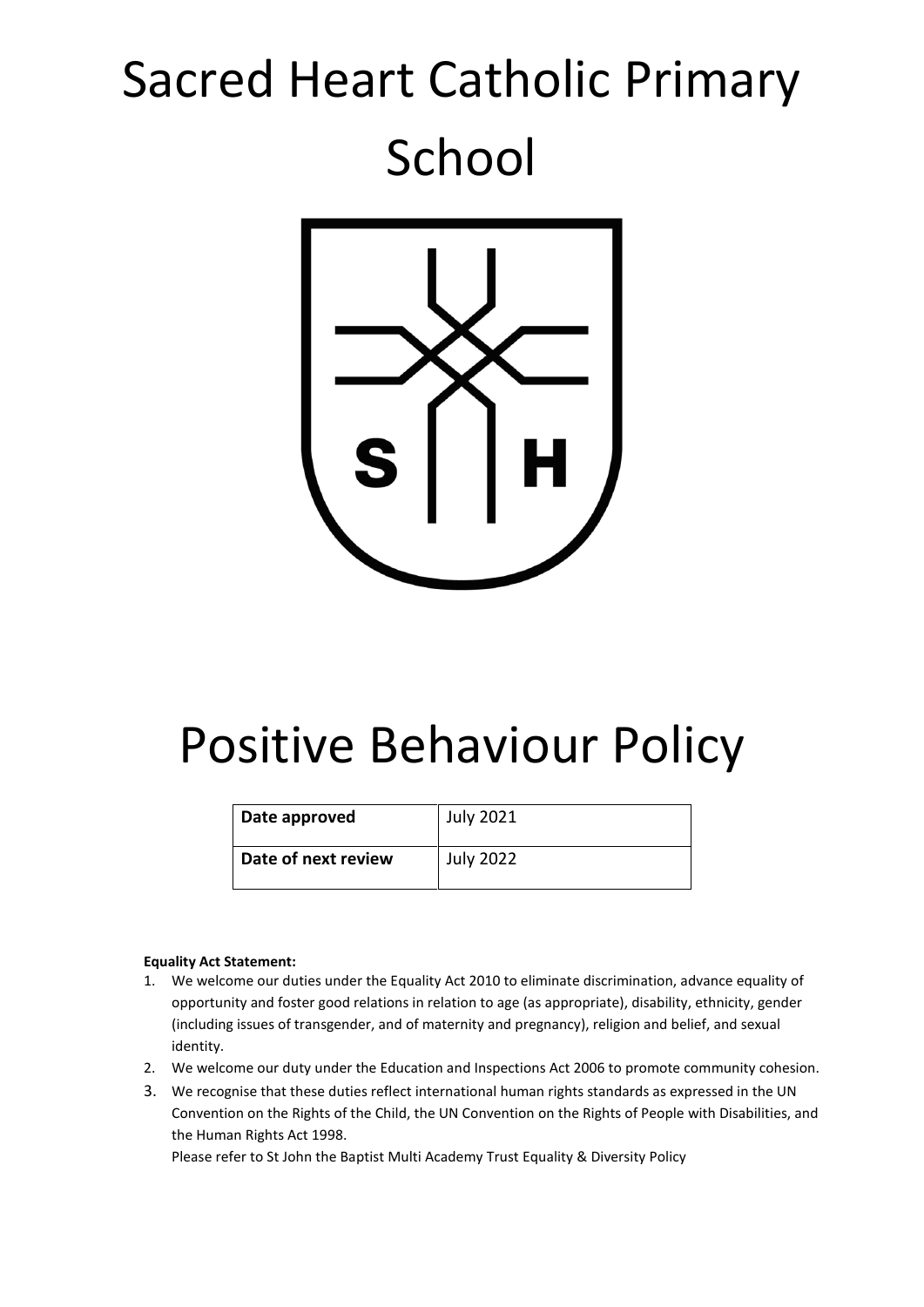# Sacred Heart Catholic Primary School

# Positive Behaviour Policy

| Date approved | July 2021 |
| --- | --- |
| Date of next review | July 2022 |

**Equality Act Statement:**

1. We welcome our duties under the Equality Act 2010 to eliminate discrimination, advance equality of opportunity and foster good relations in relation to age (as appropriate), disability, ethnicity, gender (including issues of transgender, and of maternity and pregnancy), religion and belief, and sexual identity.
2. We welcome our duty under the Education and Inspections Act 2006 to promote community cohesion.
3. We recognise that these duties reflect international human rights standards as expressed in the UN Convention on the Rights of the Child, the UN Convention on the Rights of People with Disabilities, and the Human Rights Act 1998.

   Please refer to St John the Baptist Multi Academy Trust Equality & Diversity Policy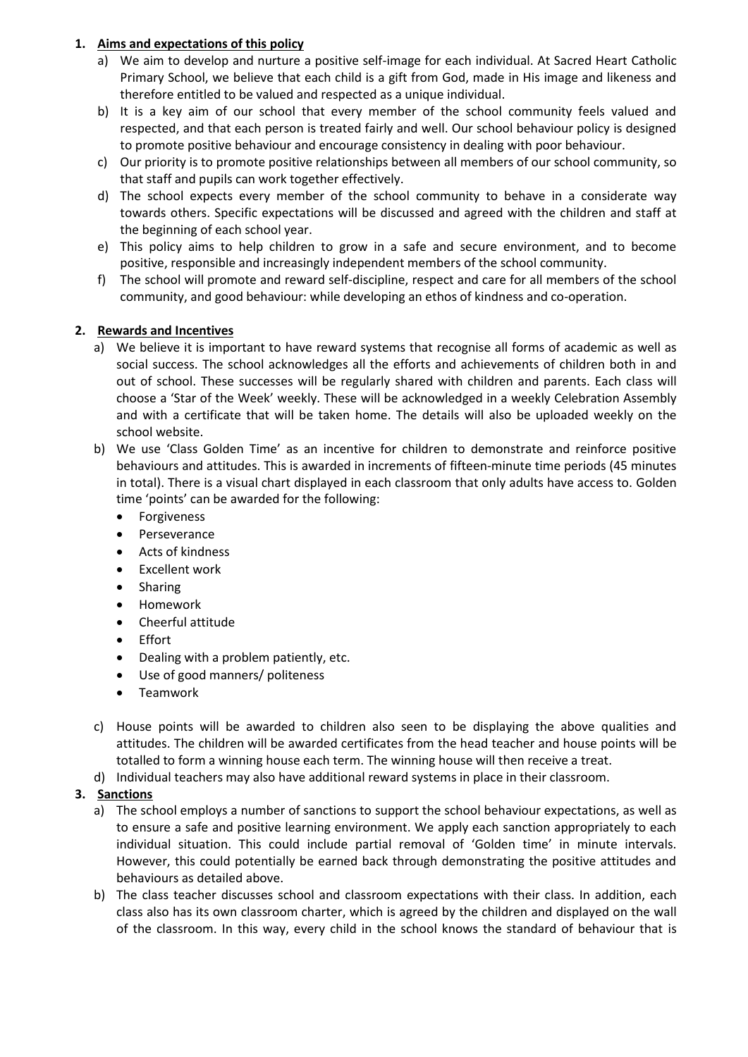1. **Aims and expectations of this policy**
   a) We aim to develop and nurture a positive self-image for each individual. At Sacred Heart Catholic Primary School, we believe that each child is a gift from God, made in His image and likeness and therefore entitled to be valued and respected as a unique individual.
   b) It is a key aim of our school that every member of the school community feels valued and respected, and that each person is treated fairly and well. Our school behaviour policy is designed to promote positive behaviour and encourage consistency in dealing with poor behaviour.
   c) Our priority is to promote positive relationships between all members of our school community, so that staff and pupils can work together effectively.
   d) The school expects every member of the school community to behave in a considerate way towards others. Specific expectations will be discussed and agreed with the children and staff at the beginning of each school year.
   e) This policy aims to help children to grow in a safe and secure environment, and to become positive, responsible and increasingly independent members of the school community.
   f) The school will promote and reward self-discipline, respect and care for all members of the school community, and good behaviour: while developing an ethos of kindness and co-operation.

2. **Rewards and Incentives**
   a) We believe it is important to have reward systems that recognise all forms of academic as well as social success. The school acknowledges all the efforts and achievements of children both in and out of school. These successes will be regularly shared with children and parents. Each class will choose a 'Star of the Week' weekly. These will be acknowledged in a weekly Celebration Assembly and with a certificate that will be taken home. The details will also be uploaded weekly on the school website.
   b) We use 'Class Golden Time' as an incentive for children to demonstrate and reinforce positive behaviours and attitudes. This is awarded in increments of fifteen-minute time periods (45 minutes in total). There is a visual chart displayed in each classroom that only adults have access to. Golden time 'points' can be awarded for the following:
      - Forgiveness
      - Perseverance
      - Acts of kindness
      - Excellent work
      - Sharing
      - Homework
      - Cheerful attitude
      - Effort
      - Dealing with a problem patiently, etc.
      - Use of good manners/ politeness
      - Teamwork

   c) House points will be awarded to children also seen to be displaying the above qualities and attitudes. The children will be awarded certificates from the head teacher and house points will be totalled to form a winning house each term. The winning house will then receive a treat.
   d) Individual teachers may also have additional reward systems in place in their classroom.

3. **Sanctions**
   a) The school employs a number of sanctions to support the school behaviour expectations, as well as to ensure a safe and positive learning environment. We apply each sanction appropriately to each individual situation. This could include partial removal of 'Golden time' in minute intervals. However, this could potentially be earned back through demonstrating the positive attitudes and behaviours as detailed above.
   b) The class teacher discusses school and classroom expectations with their class. In addition, each class also has its own classroom charter, which is agreed by the children and displayed on the wall of the classroom. In this way, every child in the school knows the standard of behaviour that is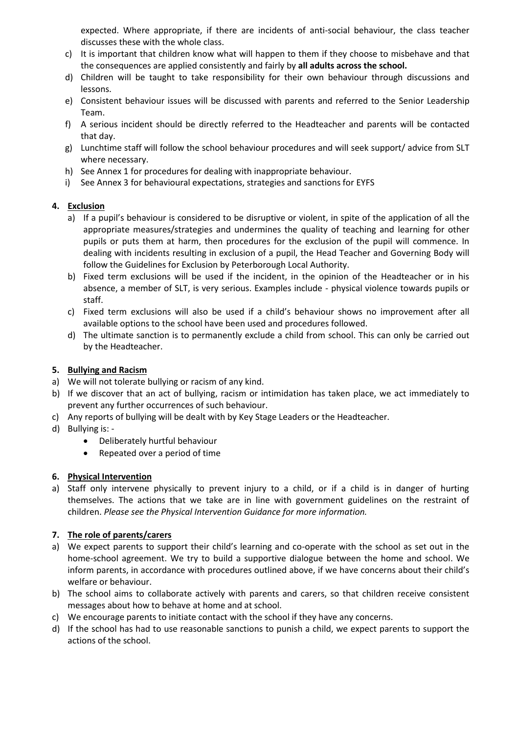expected. Where appropriate, if there are incidents of anti-social behaviour, the class teacher discusses these with the whole class.

c) It is important that children know what will happen to them if they choose to misbehave and that the consequences are applied consistently and fairly by **all adults across the school.**
d) Children will be taught to take responsibility for their own behaviour through discussions and lessons.
e) Consistent behaviour issues will be discussed with parents and referred to the Senior Leadership Team.
f) A serious incident should be directly referred to the Headteacher and parents will be contacted that day.
g) Lunchtime staff will follow the school behaviour procedures and will seek support/ advice from SLT where necessary.
h) See Annex 1 for procedures for dealing with inappropriate behaviour.
i) See Annex 3 for behavioural expectations, strategies and sanctions for EYFS

## 4. Exclusion

a) If a pupil's behaviour is considered to be disruptive or violent, in spite of the application of all the appropriate measures/strategies and undermines the quality of teaching and learning for other pupils or puts them at harm, then procedures for the exclusion of the pupil will commence. In dealing with incidents resulting in exclusion of a pupil, the Head Teacher and Governing Body will follow the Guidelines for Exclusion by Peterborough Local Authority.
b) Fixed term exclusions will be used if the incident, in the opinion of the Headteacher or in his absence, a member of SLT, is very serious. Examples include - physical violence towards pupils or staff.
c) Fixed term exclusions will also be used if a child's behaviour shows no improvement after all available options to the school have been used and procedures followed.
d) The ultimate sanction is to permanently exclude a child from school. This can only be carried out by the Headteacher.

## 5. Bullying and Racism

a) We will not tolerate bullying or racism of any kind.
b) If we discover that an act of bullying, racism or intimidation has taken place, we act immediately to prevent any further occurrences of such behaviour.
c) Any reports of bullying will be dealt with by Key Stage Leaders or the Headteacher.
d) Bullying is: -
    - Deliberately hurtful behaviour
    - Repeated over a period of time

## 6. Physical Intervention

a) Staff only intervene physically to prevent injury to a child, or if a child is in danger of hurting themselves. The actions that we take are in line with government guidelines on the restraint of children. *Please see the Physical Intervention Guidance for more information.*

## 7. The role of parents/carers

a) We expect parents to support their child's learning and co-operate with the school as set out in the home-school agreement. We try to build a supportive dialogue between the home and school. We inform parents, in accordance with procedures outlined above, if we have concerns about their child's welfare or behaviour.
b) The school aims to collaborate actively with parents and carers, so that children receive consistent messages about how to behave at home and at school.
c) We encourage parents to initiate contact with the school if they have any concerns.
d) If the school has had to use reasonable sanctions to punish a child, we expect parents to support the actions of the school.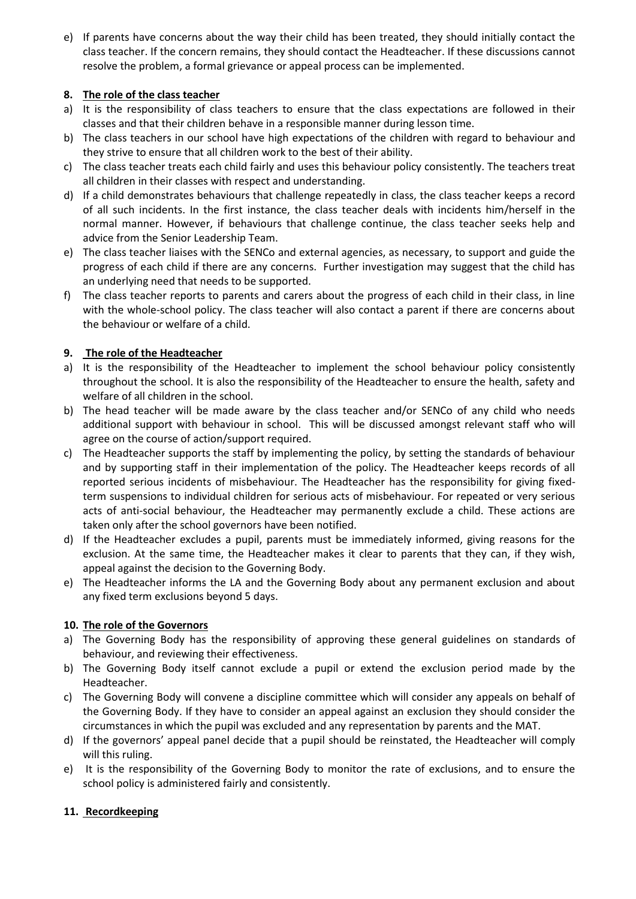e) If parents have concerns about the way their child has been treated, they should initially contact the class teacher. If the concern remains, they should contact the Headteacher. If these discussions cannot resolve the problem, a formal grievance or appeal process can be implemented.

## 8. The role of the class teacher

a) It is the responsibility of class teachers to ensure that the class expectations are followed in their classes and that their children behave in a responsible manner during lesson time.

b) The class teachers in our school have high expectations of the children with regard to behaviour and they strive to ensure that all children work to the best of their ability.

c) The class teacher treats each child fairly and uses this behaviour policy consistently. The teachers treat all children in their classes with respect and understanding.

d) If a child demonstrates behaviours that challenge repeatedly in class, the class teacher keeps a record of all such incidents. In the first instance, the class teacher deals with incidents him/herself in the normal manner. However, if behaviours that challenge continue, the class teacher seeks help and advice from the Senior Leadership Team.

e) The class teacher liaises with the SENCo and external agencies, as necessary, to support and guide the progress of each child if there are any concerns. Further investigation may suggest that the child has an underlying need that needs to be supported.

f) The class teacher reports to parents and carers about the progress of each child in their class, in line with the whole-school policy. The class teacher will also contact a parent if there are concerns about the behaviour or welfare of a child.

## 9. The role of the Headteacher

a) It is the responsibility of the Headteacher to implement the school behaviour policy consistently throughout the school. It is also the responsibility of the Headteacher to ensure the health, safety and welfare of all children in the school.

b) The head teacher will be made aware by the class teacher and/or SENCo of any child who needs additional support with behaviour in school. This will be discussed amongst relevant staff who will agree on the course of action/support required.

c) The Headteacher supports the staff by implementing the policy, by setting the standards of behaviour and by supporting staff in their implementation of the policy. The Headteacher keeps records of all reported serious incidents of misbehaviour. The Headteacher has the responsibility for giving fixed-term suspensions to individual children for serious acts of misbehaviour. For repeated or very serious acts of anti-social behaviour, the Headteacher may permanently exclude a child. These actions are taken only after the school governors have been notified.

d) If the Headteacher excludes a pupil, parents must be immediately informed, giving reasons for the exclusion. At the same time, the Headteacher makes it clear to parents that they can, if they wish, appeal against the decision to the Governing Body.

e) The Headteacher informs the LA and the Governing Body about any permanent exclusion and about any fixed term exclusions beyond 5 days.

## 10. The role of the Governors

a) The Governing Body has the responsibility of approving these general guidelines on standards of behaviour, and reviewing their effectiveness.

b) The Governing Body itself cannot exclude a pupil or extend the exclusion period made by the Headteacher.

c) The Governing Body will convene a discipline committee which will consider any appeals on behalf of the Governing Body. If they have to consider an appeal against an exclusion they should consider the circumstances in which the pupil was excluded and any representation by parents and the MAT.

d) If the governors' appeal panel decide that a pupil should be reinstated, the Headteacher will comply will this ruling.

e) It is the responsibility of the Governing Body to monitor the rate of exclusions, and to ensure the school policy is administered fairly and consistently.

## 11. Recordkeeping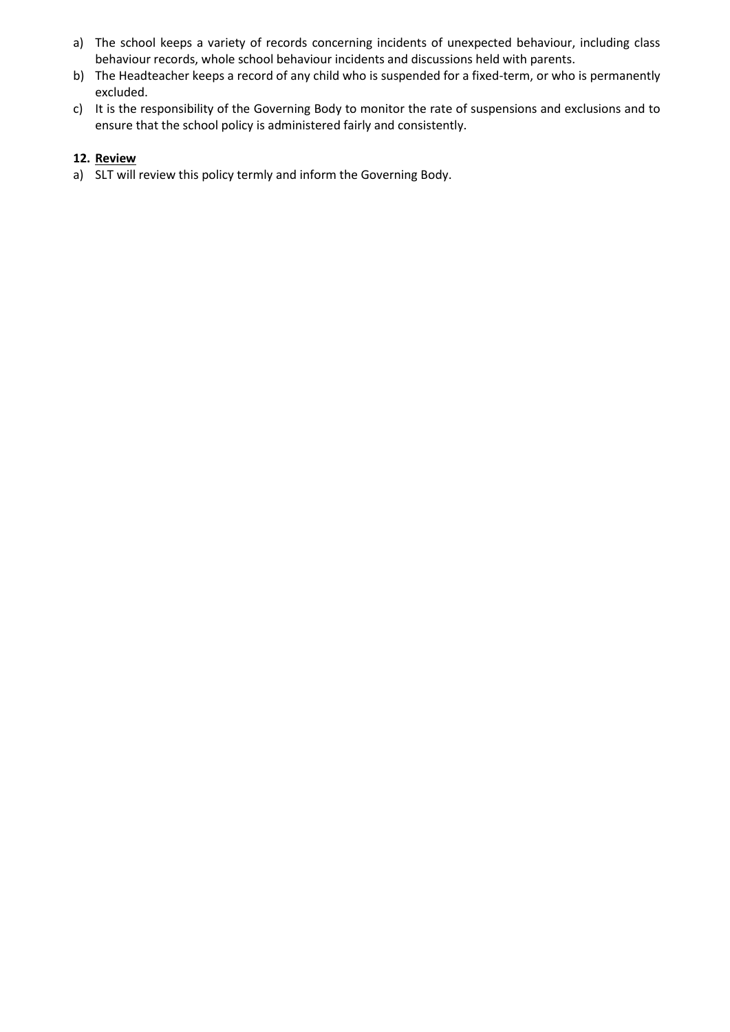a) The school keeps a variety of records concerning incidents of unexpected behaviour, including class behaviour records, whole school behaviour incidents and discussions held with parents.
b) The Headteacher keeps a record of any child who is suspended for a fixed-term, or who is permanently excluded.
c) It is the responsibility of the Governing Body to monitor the rate of suspensions and exclusions and to ensure that the school policy is administered fairly and consistently.

## 12. Review

a) SLT will review this policy termly and inform the Governing Body.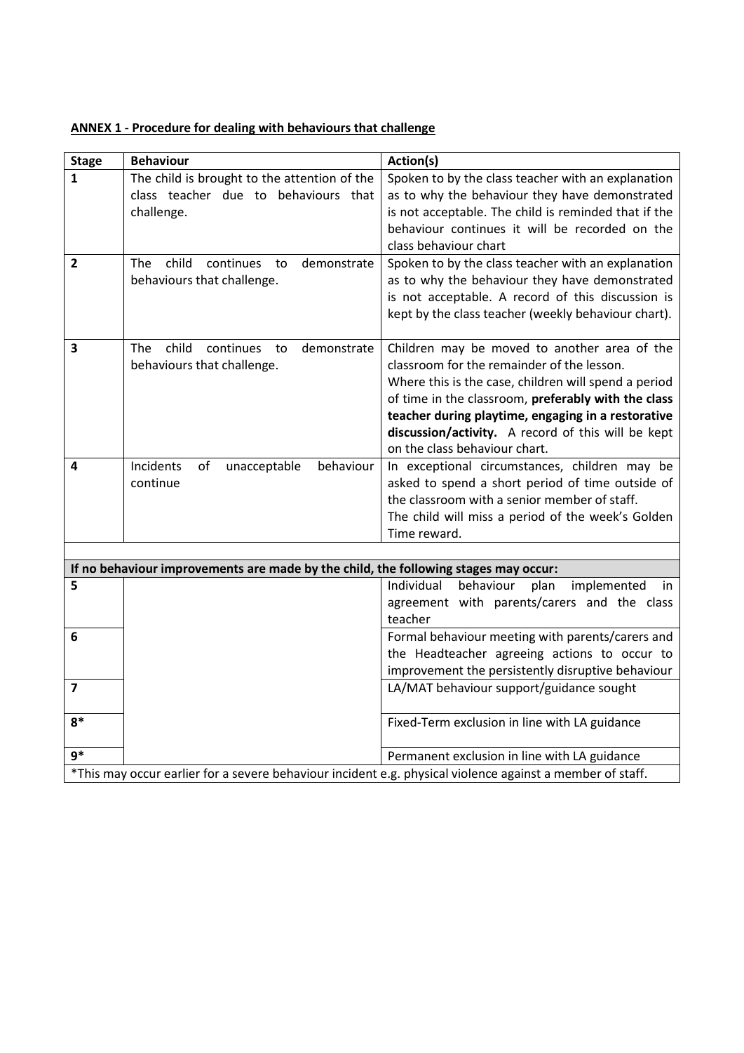**ANNEX 1 - Procedure for dealing with behaviours that challenge**

| Stage | Behaviour | Action(s) |
|---|---|---|
| 1 | The child is brought to the attention of the class teacher due to behaviours that challenge. | Spoken to by the class teacher with an explanation as to why the behaviour they have demonstrated is not acceptable. The child is reminded that if the behaviour continues it will be recorded on the class behaviour chart |
| 2 | The child continues to demonstrate behaviours that challenge. | Spoken to by the class teacher with an explanation as to why the behaviour they have demonstrated is not acceptable. A record of this discussion is kept by the class teacher (weekly behaviour chart). |
| 3 | The child continues to demonstrate behaviours that challenge. | Children may be moved to another area of the classroom for the remainder of the lesson.<br>Where this is the case, children will spend a period of time in the classroom, **preferably with the class teacher during playtime, engaging in a restorative discussion/activity.** A record of this will be kept on the class behaviour chart. |
| 4 | Incidents of unacceptable behaviour continue | In exceptional circumstances, children may be asked to spend a short period of time outside of the classroom with a senior member of staff.<br>The child will miss a period of the week's Golden Time reward. |
| | | |
| **If no behaviour improvements are made by the child, the following stages may occur:** | | |
| 5 | | Individual behaviour plan implemented in agreement with parents/carers and the class teacher |
| 6 | | Formal behaviour meeting with parents/carers and the Headteacher agreeing actions to occur to improvement the persistently disruptive behaviour |
| 7 | | LA/MAT behaviour support/guidance sought |
| 8* | | Fixed-Term exclusion in line with LA guidance |
| 9* | | Permanent exclusion in line with LA guidance |
| *This may occur earlier for a severe behaviour incident e.g. physical violence against a member of staff. | | |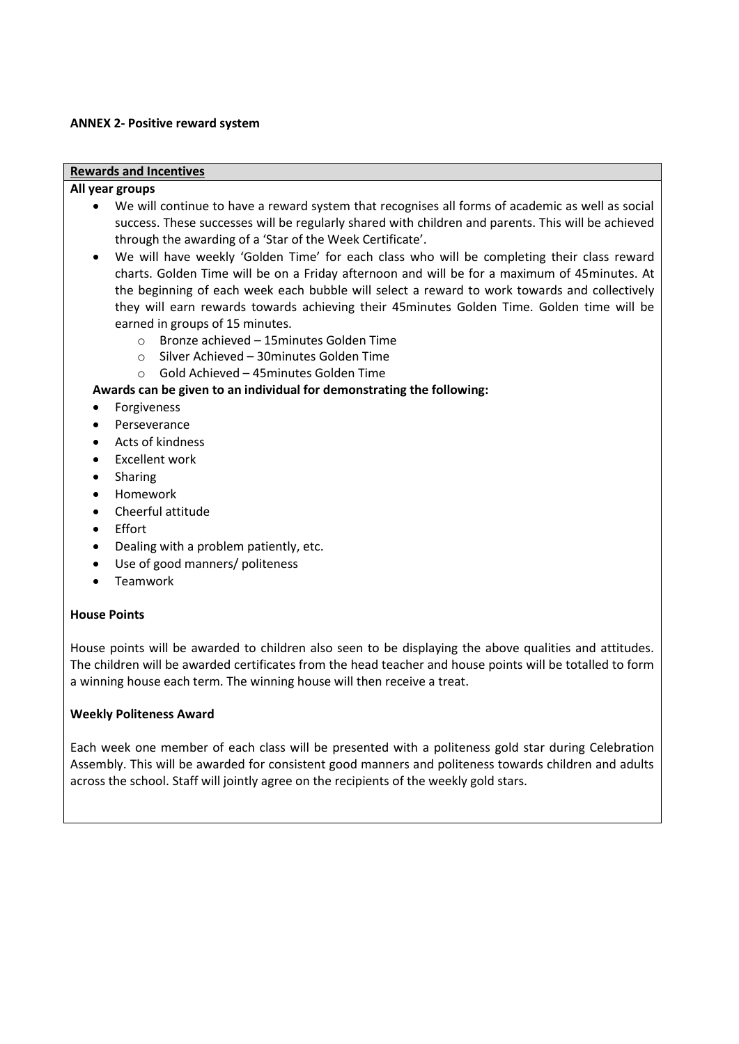**ANNEX 2- Positive reward system**

**Rewards and Incentives**

**All year groups**

- We will continue to have a reward system that recognises all forms of academic as well as social success. These successes will be regularly shared with children and parents. This will be achieved through the awarding of a 'Star of the Week Certificate'.
- We will have weekly 'Golden Time' for each class who will be completing their class reward charts. Golden Time will be on a Friday afternoon and will be for a maximum of 45minutes. At the beginning of each week each bubble will select a reward to work towards and collectively they will earn rewards towards achieving their 45minutes Golden Time. Golden time will be earned in groups of 15 minutes.
  - Bronze achieved – 15minutes Golden Time
  - Silver Achieved – 30minutes Golden Time
  - Gold Achieved – 45minutes Golden Time

**Awards can be given to an individual for demonstrating the following:**

- Forgiveness
- Perseverance
- Acts of kindness
- Excellent work
- Sharing
- Homework
- Cheerful attitude
- Effort
- Dealing with a problem patiently, etc.
- Use of good manners/ politeness
- Teamwork

**House Points**

House points will be awarded to children also seen to be displaying the above qualities and attitudes. The children will be awarded certificates from the head teacher and house points will be totalled to form a winning house each term. The winning house will then receive a treat.

**Weekly Politeness Award**

Each week one member of each class will be presented with a politeness gold star during Celebration Assembly. This will be awarded for consistent good manners and politeness towards children and adults across the school. Staff will jointly agree on the recipients of the weekly gold stars.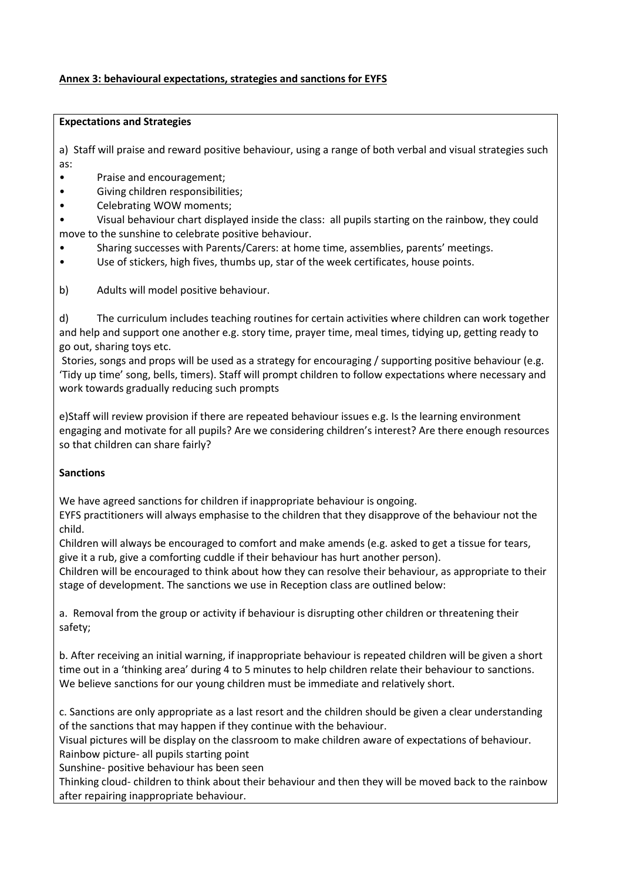**Annex 3: behavioural expectations, strategies and sanctions for EYFS**

**Expectations and Strategies**

a) Staff will praise and reward positive behaviour, using a range of both verbal and visual strategies such as:

- Praise and encouragement;
- Giving children responsibilities;
- Celebrating WOW moments;
- Visual behaviour chart displayed inside the class: all pupils starting on the rainbow, they could move to the sunshine to celebrate positive behaviour.
- Sharing successes with Parents/Carers: at home time, assemblies, parents' meetings.
- Use of stickers, high fives, thumbs up, star of the week certificates, house points.

b) Adults will model positive behaviour.

d) The curriculum includes teaching routines for certain activities where children can work together and help and support one another e.g. story time, prayer time, meal times, tidying up, getting ready to go out, sharing toys etc.

Stories, songs and props will be used as a strategy for encouraging / supporting positive behaviour (e.g. 'Tidy up time' song, bells, timers). Staff will prompt children to follow expectations where necessary and work towards gradually reducing such prompts

e)Staff will review provision if there are repeated behaviour issues e.g. Is the learning environment engaging and motivate for all pupils? Are we considering children's interest? Are there enough resources so that children can share fairly?

**Sanctions**

We have agreed sanctions for children if inappropriate behaviour is ongoing.

EYFS practitioners will always emphasise to the children that they disapprove of the behaviour not the child.

Children will always be encouraged to comfort and make amends (e.g. asked to get a tissue for tears, give it a rub, give a comforting cuddle if their behaviour has hurt another person).

Children will be encouraged to think about how they can resolve their behaviour, as appropriate to their stage of development. The sanctions we use in Reception class are outlined below:

a. Removal from the group or activity if behaviour is disrupting other children or threatening their safety;

b. After receiving an initial warning, if inappropriate behaviour is repeated children will be given a short time out in a 'thinking area' during 4 to 5 minutes to help children relate their behaviour to sanctions. We believe sanctions for our young children must be immediate and relatively short.

c. Sanctions are only appropriate as a last resort and the children should be given a clear understanding of the sanctions that may happen if they continue with the behaviour.

Visual pictures will be display on the classroom to make children aware of expectations of behaviour.

Rainbow picture- all pupils starting point

Sunshine- positive behaviour has been seen

Thinking cloud- children to think about their behaviour and then they will be moved back to the rainbow after repairing inappropriate behaviour.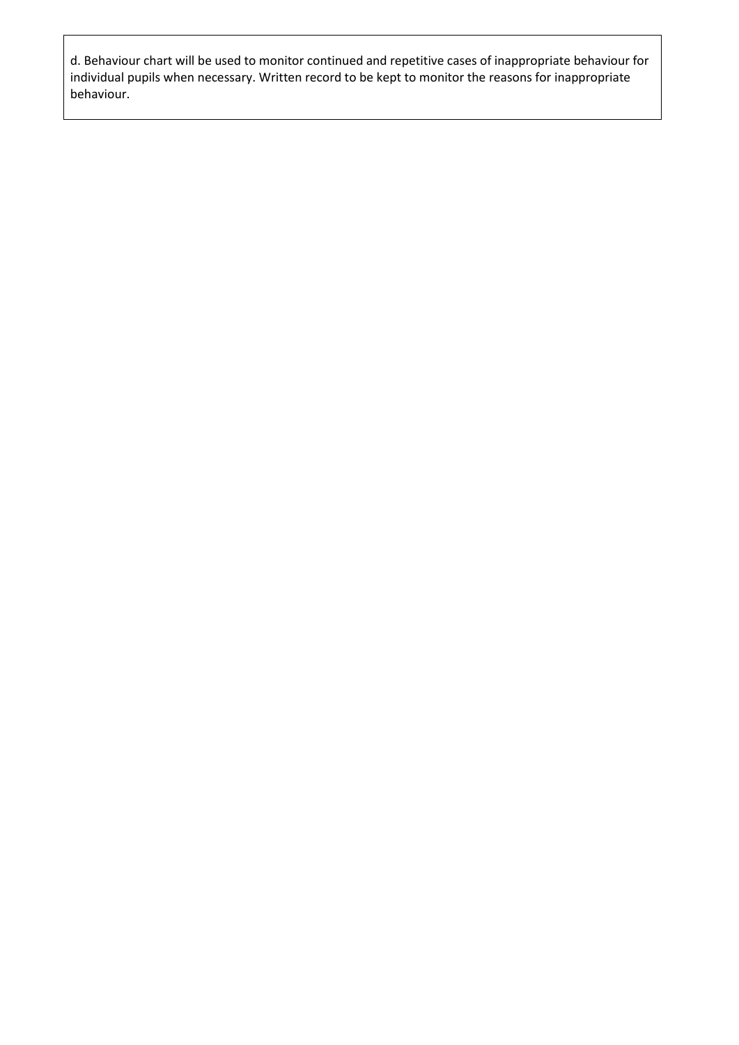d. Behaviour chart will be used to monitor continued and repetitive cases of inappropriate behaviour for individual pupils when necessary. Written record to be kept to monitor the reasons for inappropriate behaviour.